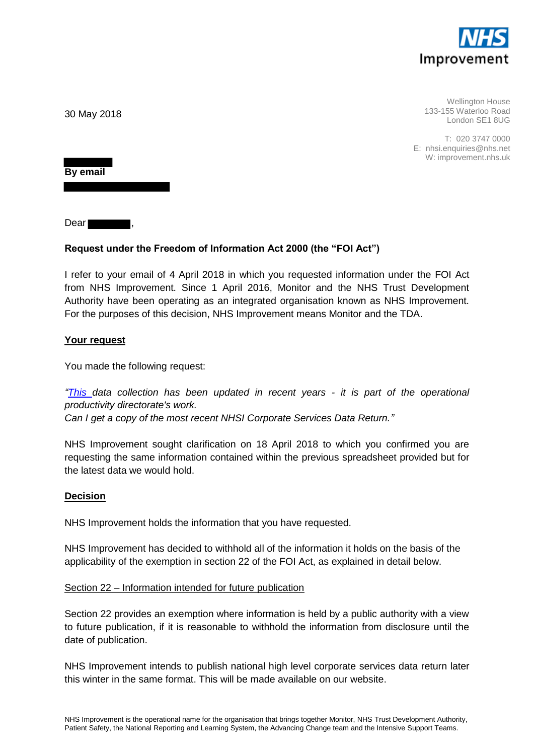NHS Improvement

30 May 2018

Wellington House
133-155 Waterloo Road
London SE1 8UG

T: 020 3747 0000
E: nhsi.enquiries@nhs.net
W: improvement.nhs.uk

**By email**

Dear ,

**Request under the Freedom of Information Act 2000 (the "FOI Act")**

I refer to your email of 4 April 2018 in which you requested information under the FOI Act from NHS Improvement. Since 1 April 2016, Monitor and the NHS Trust Development Authority have been operating as an integrated organisation known as NHS Improvement. For the purposes of this decision, NHS Improvement means Monitor and the TDA.

**Your request**

You made the following request:

*"This data collection has been updated in recent years - it is part of the operational productivity directorate's work.*
*Can I get a copy of the most recent NHSI Corporate Services Data Return."*

NHS Improvement sought clarification on 18 April 2018 to which you confirmed you are requesting the same information contained within the previous spreadsheet provided but for the latest data we would hold.

**Decision**

NHS Improvement holds the information that you have requested.

NHS Improvement has decided to withhold all of the information it holds on the basis of the applicability of the exemption in section 22 of the FOI Act, as explained in detail below.

Section 22 – Information intended for future publication

Section 22 provides an exemption where information is held by a public authority with a view to future publication, if it is reasonable to withhold the information from disclosure until the date of publication.

NHS Improvement intends to publish national high level corporate services data return later this winter in the same format. This will be made available on our website.

NHS Improvement is the operational name for the organisation that brings together Monitor, NHS Trust Development Authority, Patient Safety, the National Reporting and Learning System, the Advancing Change team and the Intensive Support Teams.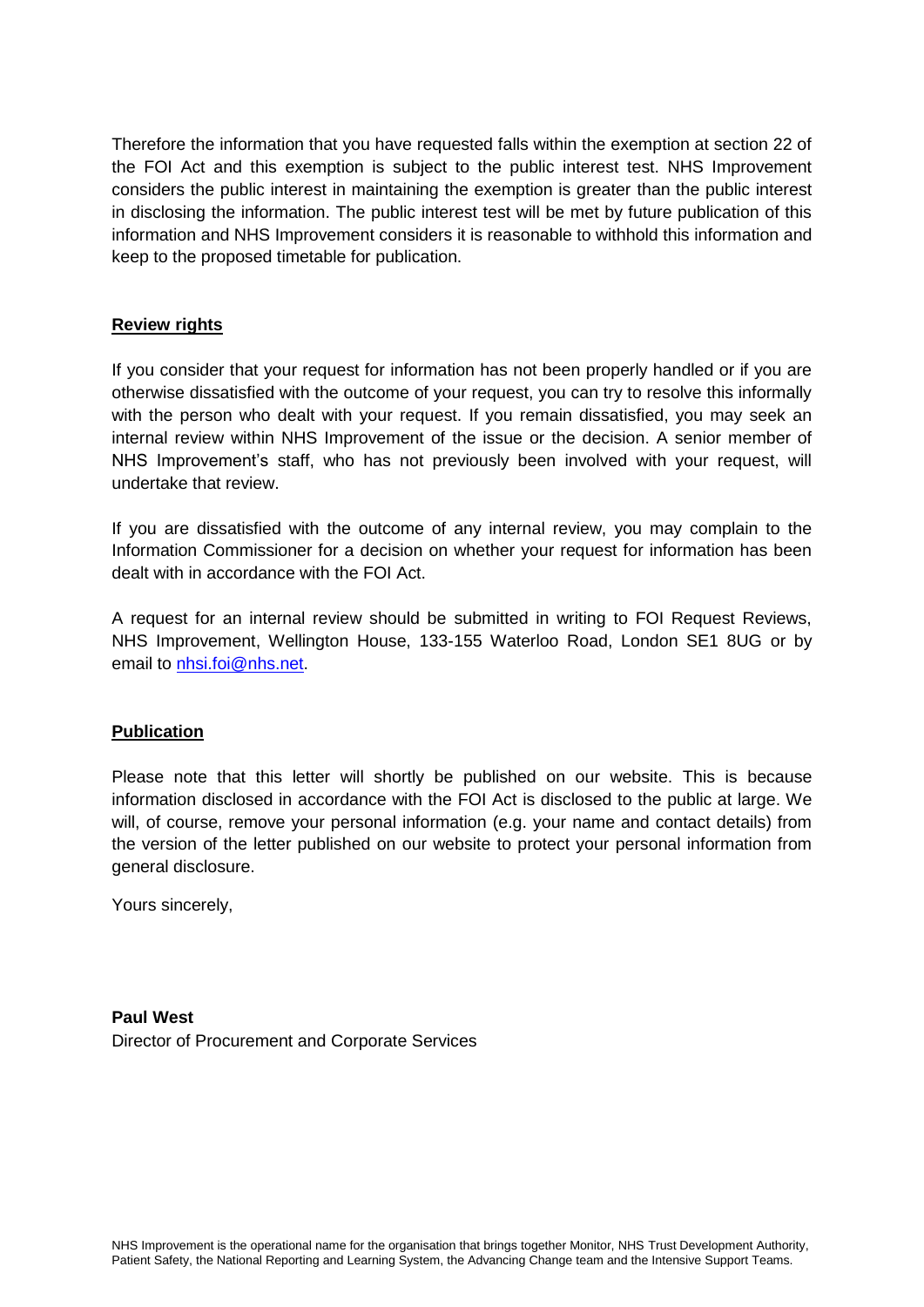Therefore the information that you have requested falls within the exemption at section 22 of the FOI Act and this exemption is subject to the public interest test. NHS Improvement considers the public interest in maintaining the exemption is greater than the public interest in disclosing the information. The public interest test will be met by future publication of this information and NHS Improvement considers it is reasonable to withhold this information and keep to the proposed timetable for publication.

**Review rights**

If you consider that your request for information has not been properly handled or if you are otherwise dissatisfied with the outcome of your request, you can try to resolve this informally with the person who dealt with your request. If you remain dissatisfied, you may seek an internal review within NHS Improvement of the issue or the decision. A senior member of NHS Improvement's staff, who has not previously been involved with your request, will undertake that review.

If you are dissatisfied with the outcome of any internal review, you may complain to the Information Commissioner for a decision on whether your request for information has been dealt with in accordance with the FOI Act.

A request for an internal review should be submitted in writing to FOI Request Reviews, NHS Improvement, Wellington House, 133-155 Waterloo Road, London SE1 8UG or by email to nhsi.foi@nhs.net.

**Publication**

Please note that this letter will shortly be published on our website. This is because information disclosed in accordance with the FOI Act is disclosed to the public at large. We will, of course, remove your personal information (e.g. your name and contact details) from the version of the letter published on our website to protect your personal information from general disclosure.

Yours sincerely,

**Paul West**
Director of Procurement and Corporate Services

NHS Improvement is the operational name for the organisation that brings together Monitor, NHS Trust Development Authority, Patient Safety, the National Reporting and Learning System, the Advancing Change team and the Intensive Support Teams.